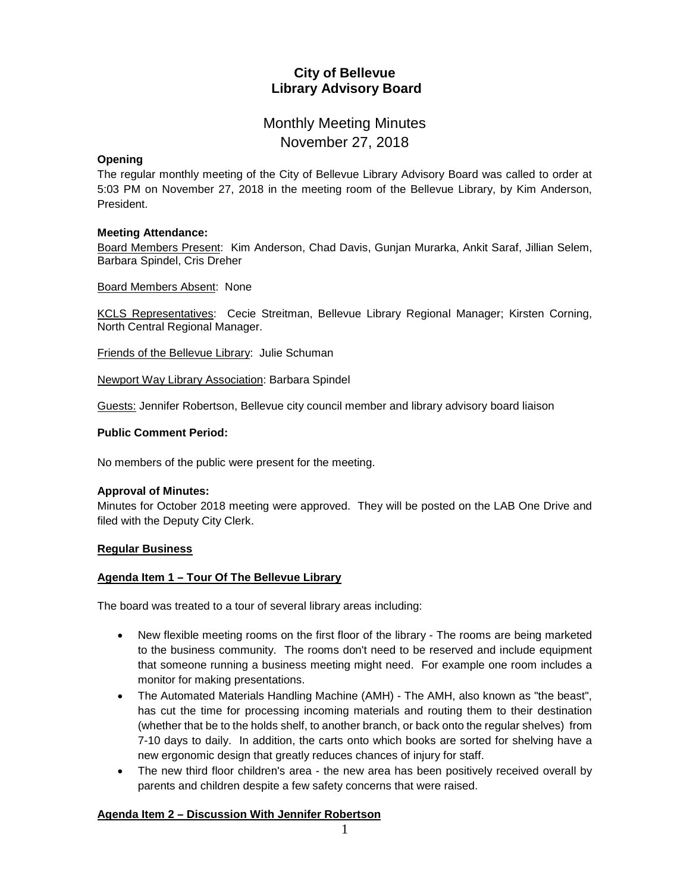# City of Bellevue
## Library Advisory Board

Monthly Meeting Minutes
November 27, 2018

**Opening**

The regular monthly meeting of the City of Bellevue Library Advisory Board was called to order at 5:03 PM on November 27, 2018 in the meeting room of the Bellevue Library, by Kim Anderson, President.

**Meeting Attendance:**

Board Members Present: Kim Anderson, Chad Davis, Gunjan Murarka, Ankit Saraf, Jillian Selem, Barbara Spindel, Cris Dreher

Board Members Absent: None

KCLS Representatives: Cecie Streitman, Bellevue Library Regional Manager; Kirsten Corning, North Central Regional Manager.

Friends of the Bellevue Library: Julie Schuman

Newport Way Library Association: Barbara Spindel

Guests: Jennifer Robertson, Bellevue city council member and library advisory board liaison

**Public Comment Period:**

No members of the public were present for the meeting.

**Approval of Minutes:**

Minutes for October 2018 meeting were approved. They will be posted on the LAB One Drive and filed with the Deputy City Clerk.

**Regular Business**

**Agenda Item 1 – Tour Of The Bellevue Library**

The board was treated to a tour of several library areas including:

- New flexible meeting rooms on the first floor of the library - The rooms are being marketed to the business community. The rooms don't need to be reserved and include equipment that someone running a business meeting might need. For example one room includes a monitor for making presentations.
- The Automated Materials Handling Machine (AMH) - The AMH, also known as "the beast", has cut the time for processing incoming materials and routing them to their destination (whether that be to the holds shelf, to another branch, or back onto the regular shelves) from 7-10 days to daily. In addition, the carts onto which books are sorted for shelving have a new ergonomic design that greatly reduces chances of injury for staff.
- The new third floor children's area - the new area has been positively received overall by parents and children despite a few safety concerns that were raised.

**Agenda Item 2 – Discussion With Jennifer Robertson**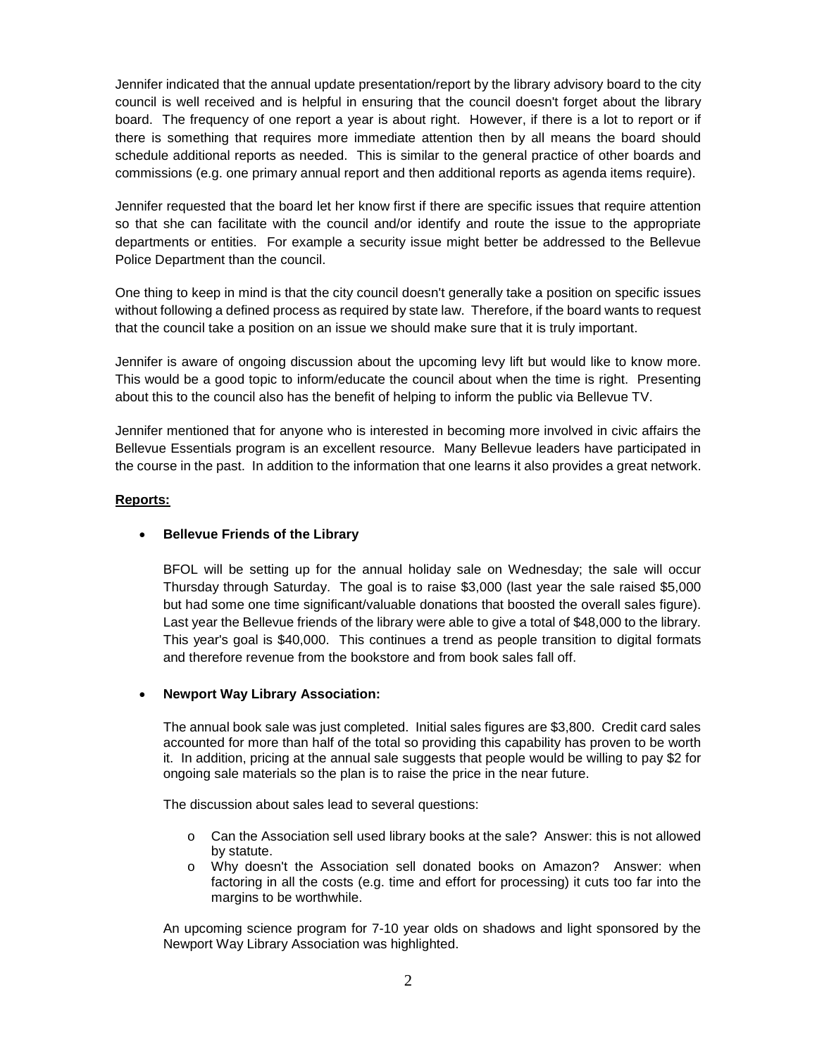Jennifer indicated that the annual update presentation/report by the library advisory board to the city council is well received and is helpful in ensuring that the council doesn't forget about the library board. The frequency of one report a year is about right. However, if there is a lot to report or if there is something that requires more immediate attention then by all means the board should schedule additional reports as needed. This is similar to the general practice of other boards and commissions (e.g. one primary annual report and then additional reports as agenda items require).

Jennifer requested that the board let her know first if there are specific issues that require attention so that she can facilitate with the council and/or identify and route the issue to the appropriate departments or entities. For example a security issue might better be addressed to the Bellevue Police Department than the council.

One thing to keep in mind is that the city council doesn't generally take a position on specific issues without following a defined process as required by state law. Therefore, if the board wants to request that the council take a position on an issue we should make sure that it is truly important.

Jennifer is aware of ongoing discussion about the upcoming levy lift but would like to know more. This would be a good topic to inform/educate the council about when the time is right. Presenting about this to the council also has the benefit of helping to inform the public via Bellevue TV.

Jennifer mentioned that for anyone who is interested in becoming more involved in civic affairs the Bellevue Essentials program is an excellent resource. Many Bellevue leaders have participated in the course in the past. In addition to the information that one learns it also provides a great network.

**Reports:**

- **Bellevue Friends of the Library**

  BFOL will be setting up for the annual holiday sale on Wednesday; the sale will occur Thursday through Saturday. The goal is to raise $3,000 (last year the sale raised $5,000 but had some one time significant/valuable donations that boosted the overall sales figure). Last year the Bellevue friends of the library were able to give a total of $48,000 to the library. This year's goal is $40,000. This continues a trend as people transition to digital formats and therefore revenue from the bookstore and from book sales fall off.

- **Newport Way Library Association:**

  The annual book sale was just completed. Initial sales figures are $3,800. Credit card sales accounted for more than half of the total so providing this capability has proven to be worth it. In addition, pricing at the annual sale suggests that people would be willing to pay $2 for ongoing sale materials so the plan is to raise the price in the near future.

  The discussion about sales lead to several questions:

  - Can the Association sell used library books at the sale? Answer: this is not allowed by statute.
  - Why doesn't the Association sell donated books on Amazon? Answer: when factoring in all the costs (e.g. time and effort for processing) it cuts too far into the margins to be worthwhile.

  An upcoming science program for 7-10 year olds on shadows and light sponsored by the Newport Way Library Association was highlighted.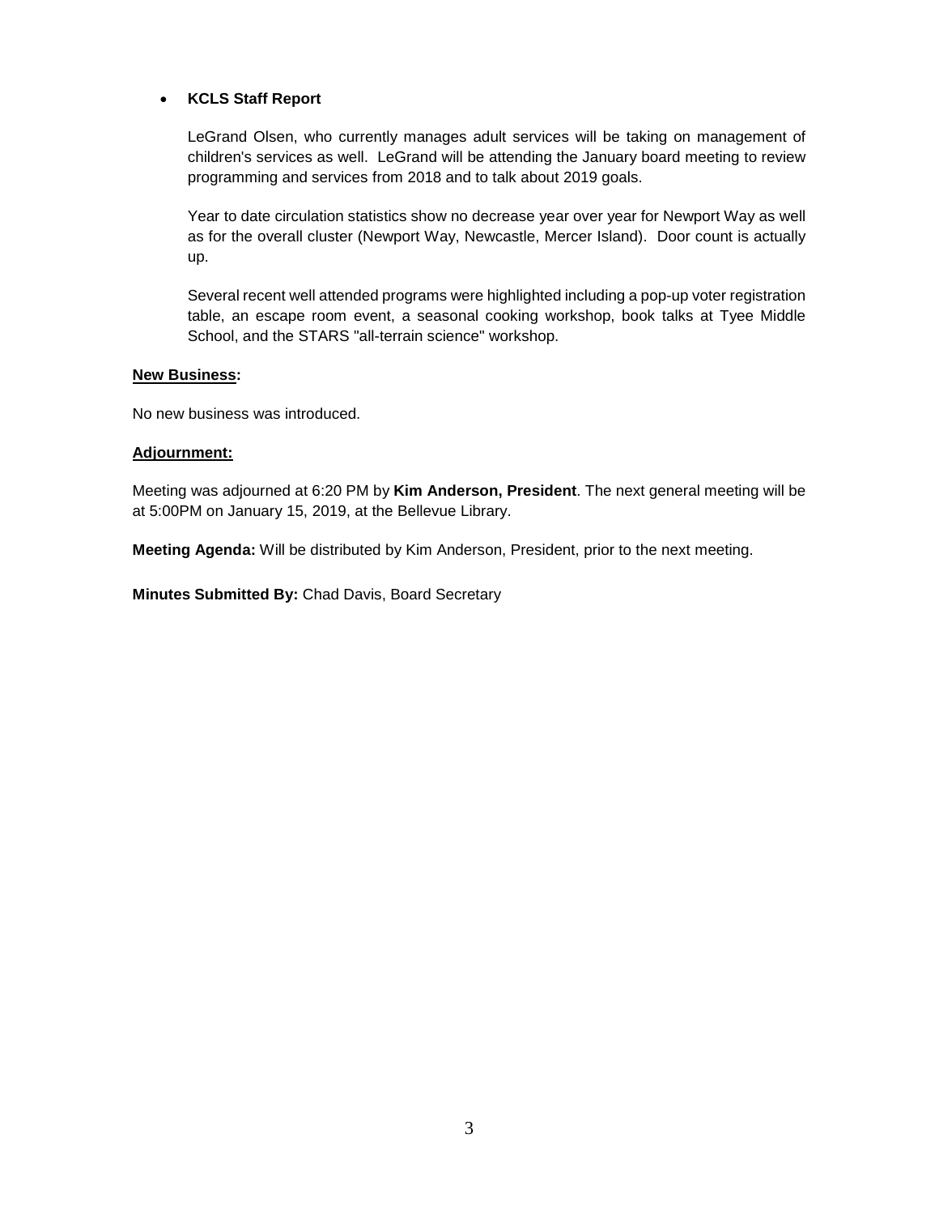- **KCLS Staff Report**

  LeGrand Olsen, who currently manages adult services will be taking on management of children's services as well. LeGrand will be attending the January board meeting to review programming and services from 2018 and to talk about 2019 goals.

  Year to date circulation statistics show no decrease year over year for Newport Way as well as for the overall cluster (Newport Way, Newcastle, Mercer Island). Door count is actually up.

  Several recent well attended programs were highlighted including a pop-up voter registration table, an escape room event, a seasonal cooking workshop, book talks at Tyee Middle School, and the STARS "all-terrain science" workshop.

**New Business:**

No new business was introduced.

**Adjournment:**

Meeting was adjourned at 6:20 PM by **Kim Anderson, President**. The next general meeting will be at 5:00PM on January 15, 2019, at the Bellevue Library.

**Meeting Agenda:** Will be distributed by Kim Anderson, President, prior to the next meeting.

**Minutes Submitted By:** Chad Davis, Board Secretary